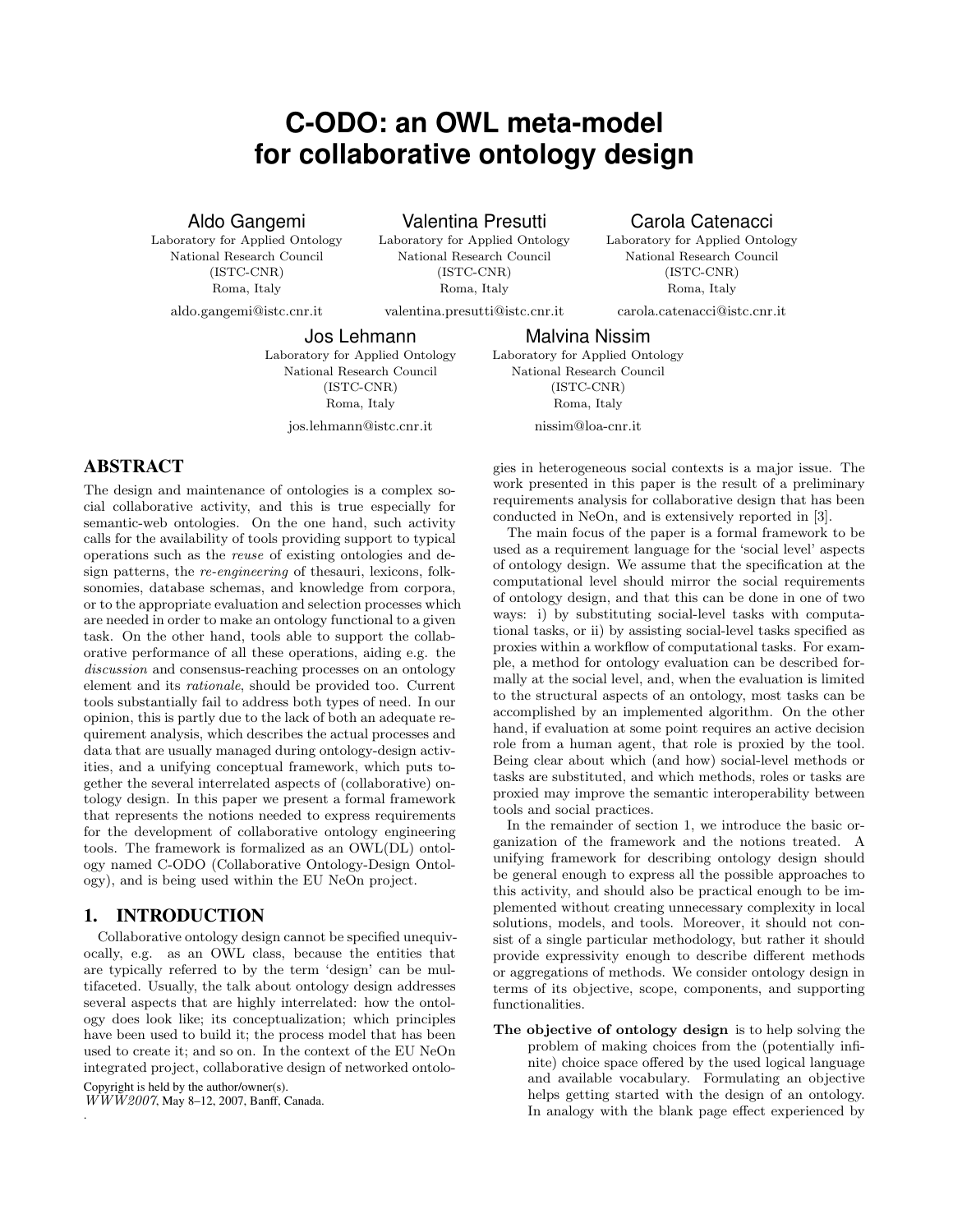# C-ODO: an OWL meta-model for collaborative ontology design

Aldo Gangemi
Laboratory for Applied Ontology
National Research Council
(ISTC-CNR)
Roma, Italy
aldo.gangemi@istc.cnr.it

Valentina Presutti
Laboratory for Applied Ontology
National Research Council
(ISTC-CNR)
Roma, Italy
valentina.presutti@istc.cnr.it

Carola Catenacci
Laboratory for Applied Ontology
National Research Council
(ISTC-CNR)
Roma, Italy
carola.catenacci@istc.cnr.it

Jos Lehmann
Laboratory for Applied Ontology
National Research Council
(ISTC-CNR)
Roma, Italy
jos.lehmann@istc.cnr.it

Malvina Nissim
Laboratory for Applied Ontology
National Research Council
(ISTC-CNR)
Roma, Italy
nissim@loa-cnr.it

## ABSTRACT

The design and maintenance of ontologies is a complex social collaborative activity, and this is true especially for semantic-web ontologies. On the one hand, such activity calls for the availability of tools providing support to typical operations such as the *reuse* of existing ontologies and design patterns, the *re-engineering* of thesauri, lexicons, folksonomies, database schemas, and knowledge from corpora, or to the appropriate evaluation and selection processes which are needed in order to make an ontology functional to a given task. On the other hand, tools able to support the collaborative performance of all these operations, aiding e.g. the *discussion* and consensus-reaching processes on an ontology element and its *rationale*, should be provided too. Current tools substantially fail to address both types of need. In our opinion, this is partly due to the lack of both an adequate requirement analysis, which describes the actual processes and data that are usually managed during ontology-design activities, and a unifying conceptual framework, which puts together the several interrelated aspects of (collaborative) ontology design. In this paper we present a formal framework that represents the notions needed to express requirements for the development of collaborative ontology engineering tools. The framework is formalized as an OWL(DL) ontology named C-ODO (Collaborative Ontology-Design Ontology), and is being used within the EU NeOn project.

## 1. INTRODUCTION

Collaborative ontology design cannot be specified unequivocally, e.g. as an OWL class, because the entities that are typically referred to by the term 'design' can be multifaceted. Usually, the talk about ontology design addresses several aspects that are highly interrelated: how the ontology does look like; its conceptualization; which principles have been used to build it; the process model that has been used to create it; and so on. In the context of the EU NeOn integrated project, collaborative design of networked ontologies in heterogeneous social contexts is a major issue. The work presented in this paper is the result of a preliminary requirements analysis for collaborative design that has been conducted in NeOn, and is extensively reported in [3].

The main focus of the paper is a formal framework to be used as a requirement language for the 'social level' aspects of ontology design. We assume that the specification at the computational level should mirror the social requirements of ontology design, and that this can be done in one of two ways: i) by substituting social-level tasks with computational tasks, or ii) by assisting social-level tasks specified as proxies within a workflow of computational tasks. For example, a method for ontology evaluation can be described formally at the social level, and, when the evaluation is limited to the structural aspects of an ontology, most tasks can be accomplished by an implemented algorithm. On the other hand, if evaluation at some point requires an active decision role from a human agent, that role is proxied by the tool. Being clear about which (and how) social-level methods or tasks are substituted, and which methods, roles or tasks are proxied may improve the semantic interoperability between tools and social practices.

In the remainder of section 1, we introduce the basic organization of the framework and the notions treated. A unifying framework for describing ontology design should be general enough to express all the possible approaches to this activity, and should also be practical enough to be implemented without creating unnecessary complexity in local solutions, models, and tools. Moreover, it should not consist of a single particular methodology, but rather it should provide expressivity enough to describe different methods or aggregations of methods. We consider ontology design in terms of its objective, scope, components, and supporting functionalities.

**The objective of ontology design** is to help solving the problem of making choices from the (potentially infinite) choice space offered by the used logical language and available vocabulary. Formulating an objective helps getting started with the design of an ontology. In analogy with the blank page effect experienced by

Copyright is held by the author/owner(s).
*WWW2007*, May 8–12, 2007, Banff, Canada.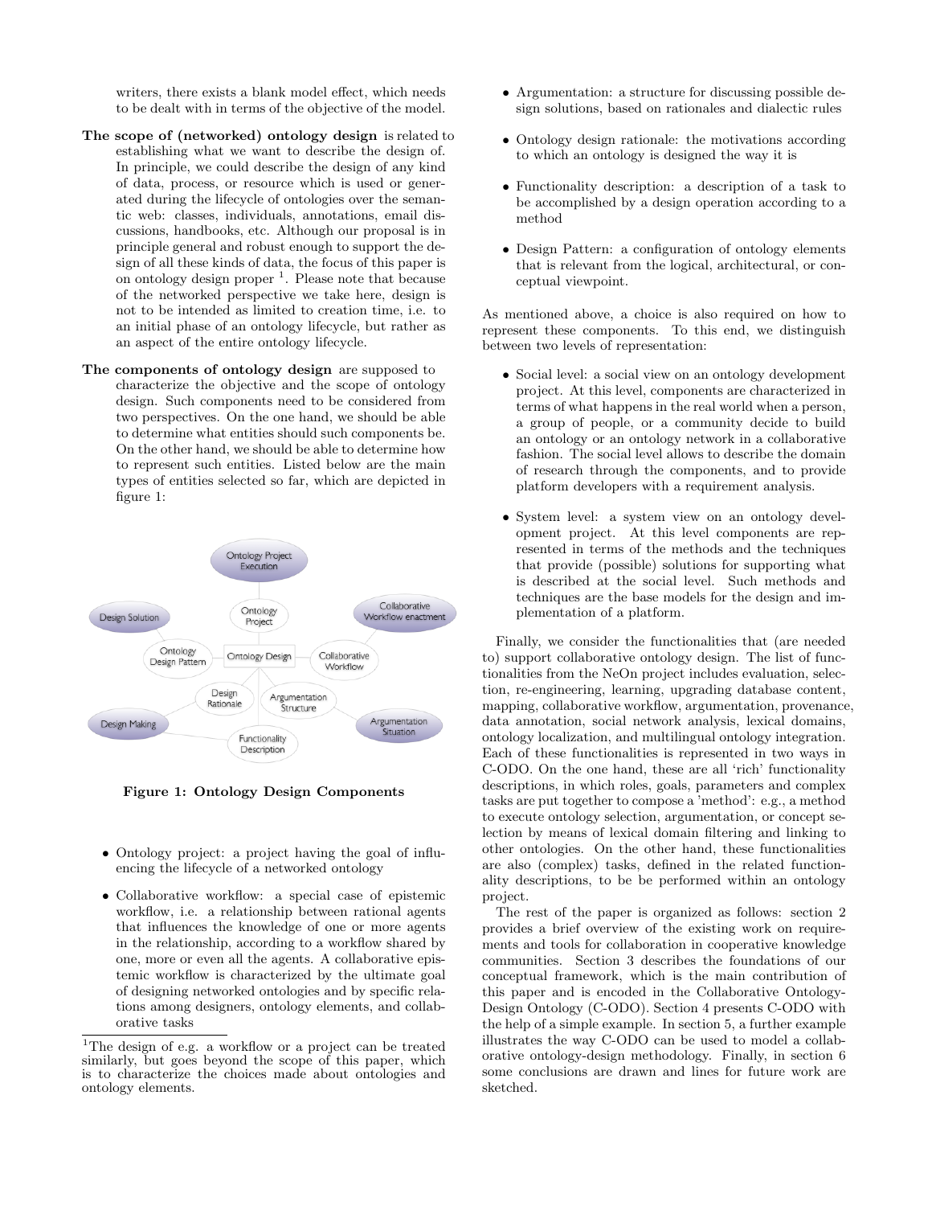writers, there exists a blank model effect, which needs to be dealt with in terms of the objective of the model.

**The scope of (networked) ontology design** is related to establishing what we want to describe the design of. In principle, we could describe the design of any kind of data, process, or resource which is used or generated during the lifecycle of ontologies over the semantic web: classes, individuals, annotations, email discussions, handbooks, etc. Although our proposal is in principle general and robust enough to support the design of all these kinds of data, the focus of this paper is on ontology design proper [1]. Please note that because of the networked perspective we take here, design is not to be intended as limited to creation time, i.e. to an initial phase of an ontology lifecycle, but rather as an aspect of the entire ontology lifecycle.

**The components of ontology design** are supposed to characterize the objective and the scope of ontology design. Such components need to be considered from two perspectives. On the one hand, we should be able to determine what entities should such components be. On the other hand, we should be able to determine how to represent such entities. Listed below are the main types of entities selected so far, which are depicted in figure 1:

**Figure 1: Ontology Design Components**

- Ontology project: a project having the goal of influencing the lifecycle of a networked ontology
- Collaborative workflow: a special case of epistemic workflow, i.e. a relationship between rational agents that influences the knowledge of one or more agents in the relationship, according to a workflow shared by one, more or even all the agents. A collaborative epistemic workflow is characterized by the ultimate goal of designing networked ontologies and by specific relations among designers, ontology elements, and collaborative tasks
- Argumentation: a structure for discussing possible design solutions, based on rationales and dialectic rules
- Ontology design rationale: the motivations according to which an ontology is designed the way it is
- Functionality description: a description of a task to be accomplished by a design operation according to a method
- Design Pattern: a configuration of ontology elements that is relevant from the logical, architectural, or conceptual viewpoint.

As mentioned above, a choice is also required on how to represent these components. To this end, we distinguish between two levels of representation:

- Social level: a social view on an ontology development project. At this level, components are characterized in terms of what happens in the real world when a person, a group of people, or a community decide to build an ontology or an ontology network in a collaborative fashion. The social level allows to describe the domain of research through the components, and to provide platform developers with a requirement analysis.
- System level: a system view on an ontology development project. At this level components are represented in terms of the methods and the techniques that provide (possible) solutions for supporting what is described at the social level. Such methods and techniques are the base models for the design and implementation of a platform.

Finally, we consider the functionalities that (are needed to) support collaborative ontology design. The list of functionalities from the NeOn project includes evaluation, selection, re-engineering, learning, upgrading database content, mapping, collaborative workflow, argumentation, provenance, data annotation, social network analysis, lexical domains, ontology localization, and multilingual ontology integration. Each of these functionalities is represented in two ways in C-ODO. On the one hand, these are all 'rich' functionality descriptions, in which roles, goals, parameters and complex tasks are put together to compose a 'method': e.g., a method to execute ontology selection, argumentation, or concept selection by means of lexical domain filtering and linking to other ontologies. On the other hand, these functionalities are also (complex) tasks, defined in the related functionality descriptions, to be be performed within an ontology project.

The rest of the paper is organized as follows: section 2 provides a brief overview of the existing work on requirements and tools for collaboration in cooperative knowledge communities. Section 3 describes the foundations of our conceptual framework, which is the main contribution of this paper and is encoded in the Collaborative Ontology-Design Ontology (C-ODO). Section 4 presents C-ODO with the help of a simple example. In section 5, a further example illustrates the way C-ODO can be used to model a collaborative ontology-design methodology. Finally, in section 6 some conclusions are drawn and lines for future work are sketched.

[1] The design of e.g. a workflow or a project can be treated similarly, but goes beyond the scope of this paper, which is to characterize the choices made about ontologies and ontology elements.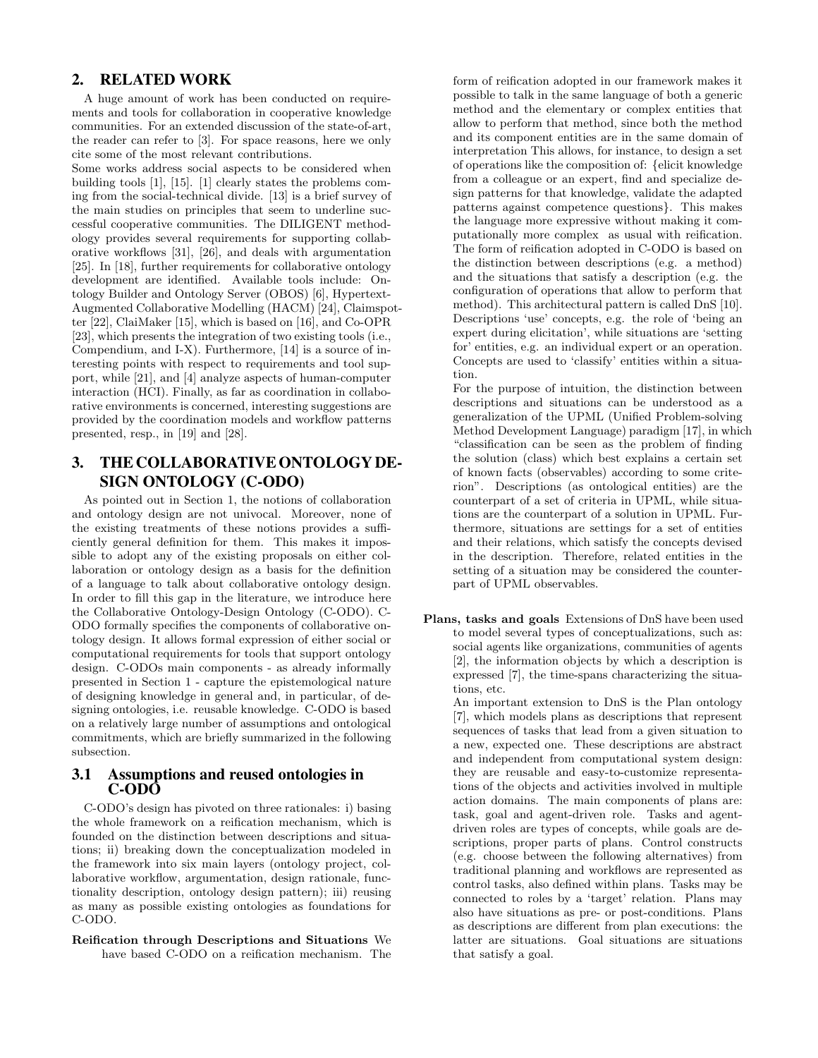## 2. RELATED WORK

A huge amount of work has been conducted on requirements and tools for collaboration in cooperative knowledge communities. For an extended discussion of the state-of-art, the reader can refer to [3]. For space reasons, here we only cite some of the most relevant contributions.

Some works address social aspects to be considered when building tools [1], [15]. [1] clearly states the problems coming from the social-technical divide. [13] is a brief survey of the main studies on principles that seem to underline successful cooperative communities. The DILIGENT methodology provides several requirements for supporting collaborative workflows [31], [26], and deals with argumentation [25]. In [18], further requirements for collaborative ontology development are identified. Available tools include: Ontology Builder and Ontology Server (OBOS) [6], Hypertext-Augmented Collaborative Modelling (HACM) [24], Claimspotter [22], ClaiMaker [15], which is based on [16], and Co-OPR [23], which presents the integration of two existing tools (i.e., Compendium, and I-X). Furthermore, [14] is a source of interesting points with respect to requirements and tool support, while [21], and [4] analyze aspects of human-computer interaction (HCI). Finally, as far as coordination in collaborative environments is concerned, interesting suggestions are provided by the coordination models and workflow patterns presented, resp., in [19] and [28].

## 3. THE COLLABORATIVE ONTOLOGY DESIGN ONTOLOGY (C-ODO)

As pointed out in Section 1, the notions of collaboration and ontology design are not univocal. Moreover, none of the existing treatments of these notions provides a sufficiently general definition for them. This makes it impossible to adopt any of the existing proposals on either collaboration or ontology design as a basis for the definition of a language to talk about collaborative ontology design. In order to fill this gap in the literature, we introduce here the Collaborative Ontology-Design Ontology (C-ODO). C-ODO formally specifies the components of collaborative ontology design. It allows formal expression of either social or computational requirements for tools that support ontology design. C-ODOs main components - as already informally presented in Section 1 - capture the epistemological nature of designing knowledge in general and, in particular, of designing ontologies, i.e. reusable knowledge. C-ODO is based on a relatively large number of assumptions and ontological commitments, which are briefly summarized in the following subsection.

### 3.1 Assumptions and reused ontologies in C-ODO

C-ODO's design has pivoted on three rationales: i) basing the whole framework on a reification mechanism, which is founded on the distinction between descriptions and situations; ii) breaking down the conceptualization modeled in the framework into six main layers (ontology project, collaborative workflow, argumentation, design rationale, functionality description, ontology design pattern); iii) reusing as many as possible existing ontologies as foundations for C-ODO.

**Reification through Descriptions and Situations** We have based C-ODO on a reification mechanism. The form of reification adopted in our framework makes it possible to talk in the same language of both a generic method and the elementary or complex entities that allow to perform that method, since both the method and its component entities are in the same domain of interpretation This allows, for instance, to design a set of operations like the composition of: {elicit knowledge from a colleague or an expert, find and specialize design patterns for that knowledge, validate the adapted patterns against competence questions}. This makes the language more expressive without making it computationally more complex as usual with reification. The form of reification adopted in C-ODO is based on the distinction between descriptions (e.g. a method) and the situations that satisfy a description (e.g. the configuration of operations that allow to perform that method). This architectural pattern is called DnS [10]. Descriptions 'use' concepts, e.g. the role of 'being an expert during elicitation', while situations are 'setting for' entities, e.g. an individual expert or an operation. Concepts are used to 'classify' entities within a situation.

For the purpose of intuition, the distinction between descriptions and situations can be understood as a generalization of the UPML (Unified Problem-solving Method Development Language) paradigm [17], in which "classification can be seen as the problem of finding the solution (class) which best explains a certain set of known facts (observables) according to some criterion". Descriptions (as ontological entities) are the counterpart of a set of criteria in UPML, while situations are the counterpart of a solution in UPML. Furthermore, situations are settings for a set of entities and their relations, which satisfy the concepts devised in the description. Therefore, related entities in the setting of a situation may be considered the counterpart of UPML observables.

**Plans, tasks and goals** Extensions of DnS have been used to model several types of conceptualizations, such as: social agents like organizations, communities of agents [2], the information objects by which a description is expressed [7], the time-spans characterizing the situations, etc.

An important extension to DnS is the Plan ontology [7], which models plans as descriptions that represent sequences of tasks that lead from a given situation to a new, expected one. These descriptions are abstract and independent from computational system design: they are reusable and easy-to-customize representations of the objects and activities involved in multiple action domains. The main components of plans are: task, goal and agent-driven role. Tasks and agent-driven roles are types of concepts, while goals are descriptions, proper parts of plans. Control constructs (e.g. choose between the following alternatives) from traditional planning and workflows are represented as control tasks, also defined within plans. Tasks may be connected to roles by a 'target' relation. Plans may also have situations as pre- or post-conditions. Plans as descriptions are different from plan executions: the latter are situations. Goal situations are situations that satisfy a goal.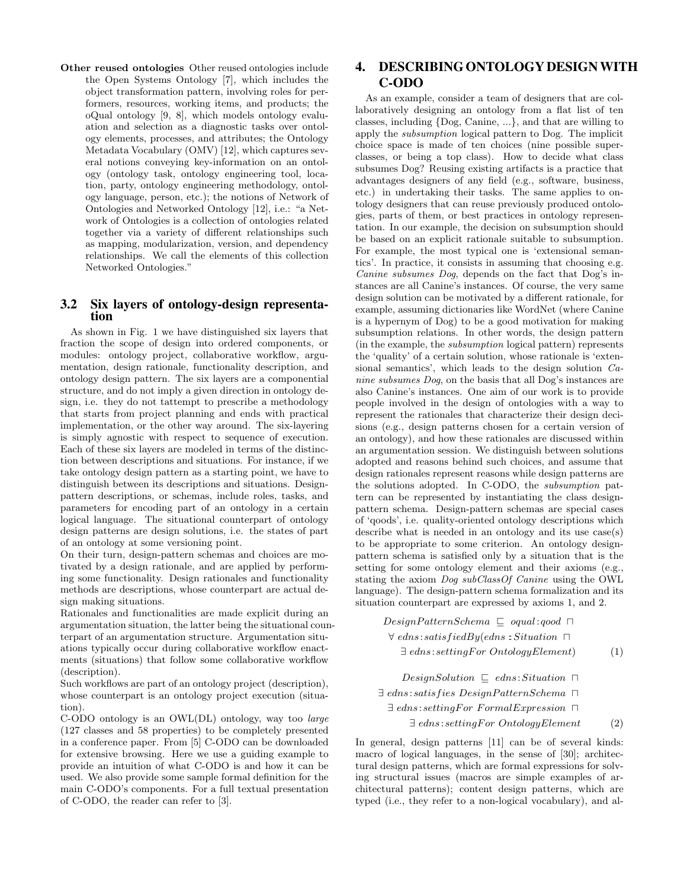**Other reused ontologies** Other reused ontologies include the Open Systems Ontology [7], which includes the object transformation pattern, involving roles for performers, resources, working items, and products; the oQual ontology [9, 8], which models ontology evaluation and selection as a diagnostic tasks over ontology elements, processes, and attributes; the Ontology Metadata Vocabulary (OMV) [12], which captures several notions conveying key-information on an ontology (ontology task, ontology engineering tool, location, party, ontology engineering methodology, ontology language, person, etc.); the notions of Network of Ontologies and Networked Ontology [12], i.e.: "a Network of Ontologies is a collection of ontologies related together via a variety of different relationships such as mapping, modularization, version, and dependency relationships. We call the elements of this collection Networked Ontologies."

### 3.2 Six layers of ontology-design representation

As shown in Fig. 1 we have distinguished six layers that fraction the scope of design into ordered components, or modules: ontology project, collaborative workflow, argumentation, design rationale, functionality description, and ontology design pattern. The six layers are a componential structure, and do not imply a given direction in ontology design, i.e. they do not tattempt to prescribe a methodology that starts from project planning and ends with practical implementation, or the other way around. The six-layering is simply agnostic with respect to sequence of execution. Each of these six layers are modeled in terms of the distinction between descriptions and situations. For instance, if we take ontology design pattern as a starting point, we have to distinguish between its descriptions and situations. Design-pattern descriptions, or schemas, include roles, tasks, and parameters for encoding part of an ontology in a certain logical language. The situational counterpart of ontology design patterns are design solutions, i.e. the states of part of an ontology at some versioning point.

On their turn, design-pattern schemas and choices are motivated by a design rationale, and are applied by performing some functionality. Design rationales and functionality methods are descriptions, whose counterpart are actual design making situations.

Rationales and functionalities are made explicit during an argumentation situation, the latter being the situational counterpart of an argumentation structure. Argumentation situations typically occur during collaborative workflow enactments (situations) that follow some collaborative workflow (description).

Such workflows are part of an ontology project (description), whose counterpart is an ontology project execution (situation).

C-ODO ontology is an OWL(DL) ontology, way too *large* (127 classes and 58 properties) to be completely presented in a conference paper. From [5] C-ODO can be downloaded for extensive browsing. Here we use a guiding example to provide an intuition of what C-ODO is and how it can be used. We also provide some sample formal definition for the main C-ODO's components. For a full textual presentation of C-ODO, the reader can refer to [3].

## 4. DESCRIBING ONTOLOGY DESIGN WITH C-ODO

As an example, consider a team of designers that are collaboratively designing an ontology from a flat list of ten classes, including {Dog, Canine, ...}, and that are willing to apply the *subsumption* logical pattern to Dog. The implicit choice space is made of ten choices (nine possible superclasses, or being a top class). How to decide what class subsumes Dog? Reusing existing artifacts is a practice that advantages designers of any field (e.g., software, business, etc.) in undertaking their tasks. The same applies to ontology designers that can reuse previously produced ontologies, parts of them, or best practices in ontology representation. In our example, the decision on subsumption should be based on an explicit rationale suitable to subsumption. For example, the most typical one is 'extensional semantics'. In practice, it consists in assuming that choosing e.g. *Canine subsumes Dog*, depends on the fact that Dog's instances are all Canine's instances. Of course, the very same design solution can be motivated by a different rationale, for example, assuming dictionaries like WordNet (where Canine is a hypernym of Dog) to be a good motivation for making subsumption relations. In other words, the design pattern (in the example, the *subsumption* logical pattern) represents the 'quality' of a certain solution, whose rationale is 'extensional semantics', which leads to the design solution *Canine subsumes Dog*, on the basis that all Dog's instances are also Canine's instances. One aim of our work is to provide people involved in the design of ontologies with a way to represent the rationales that characterize their design decisions (e.g., design patterns chosen for a certain version of an ontology), and how these rationales are discussed within an argumentation session. We distinguish between solutions adopted and reasons behind such choices, and assume that design rationales represent reasons while design patterns are the solutions adopted. In C-ODO, the *subsumption* pattern can be represented by instantiating the class designpattern schema. Design-pattern schemas are special cases of 'qoods', i.e. quality-oriented ontology descriptions which describe what is needed in an ontology and its use case(s) to be appropriate to some criterion. An ontology designpattern schema is satisfied only by a situation that is the setting for some ontology element and their axioms (e.g., stating the axiom *Dog subClassOf Canine* using the OWL language). The design-pattern schema formalization and its situation counterpart are expressed by axioms 1, and 2.

$$
\begin{aligned}
DesignPatternSchema \sqsubseteq\ & oqual{:}qood\ \sqcap \\
& \forall\ edns{:}satisfiedBy(edns{:}Situation\ \sqcap \\
& \quad \exists\ edns{:}settingFor\ OntologyElement)
\end{aligned} \tag{1}
$$

$$
\begin{aligned}
DesignSolution \sqsubseteq\ & edns{:}Situation\ \sqcap \\
& \exists\ edns{:}satisfies\ DesignPatternSchema\ \sqcap \\
& \exists\ edns{:}settingFor\ FormalExpression\ \sqcap \\
& \exists\ edns{:}settingFor\ OntologyElement
\end{aligned} \tag{2}
$$

In general, design patterns [11] can be of several kinds: macro of logical languages, in the sense of [30]; architectural design patterns, which are formal expressions for solving structural issues (macros are simple examples of architectural patterns); content design patterns, which are typed (i.e., they refer to a non-logical vocabulary), and al-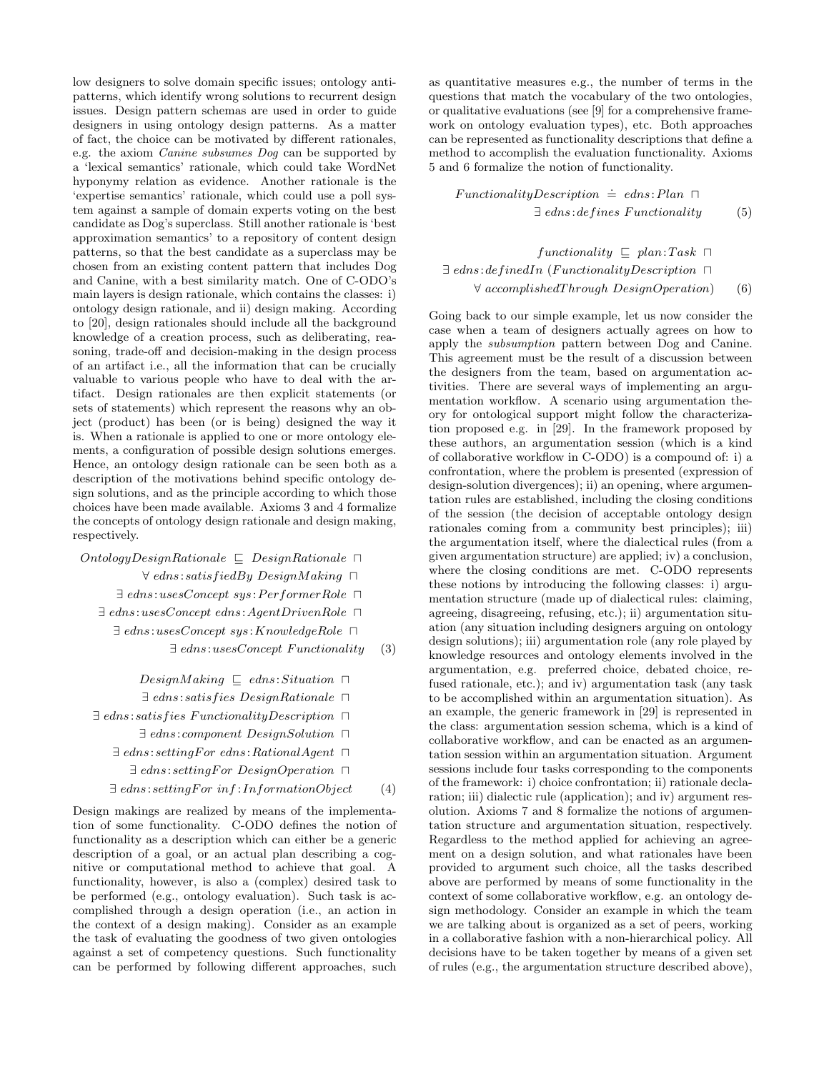low designers to solve domain specific issues; ontology anti-patterns, which identify wrong solutions to recurrent design issues. Design pattern schemas are used in order to guide designers in using ontology design patterns. As a matter of fact, the choice can be motivated by different rationales, e.g. the axiom *Canine subsumes Dog* can be supported by a 'lexical semantics' rationale, which could take WordNet hyponymy relation as evidence. Another rationale is the 'expertise semantics' rationale, which could use a poll system against a sample of domain experts voting on the best candidate as Dog's superclass. Still another rationale is 'best approximation semantics' to a repository of content design patterns, so that the best candidate as a superclass may be chosen from an existing content pattern that includes Dog and Canine, with a best similarity match. One of C-ODO's main layers is design rationale, which contains the classes: i) ontology design rationale, and ii) design making. According to [20], design rationales should include all the background knowledge of a creation process, such as deliberating, reasoning, trade-off and decision-making in the design process of an artifact i.e., all the information that can be crucially valuable to various people who have to deal with the artifact. Design rationales are then explicit statements (or sets of statements) which represent the reasons why an object (product) has been (or is being) designed the way it is. When a rationale is applied to one or more ontology elements, a configuration of possible design solutions emerges. Hence, an ontology design rationale can be seen both as a description of the motivations behind specific ontology design solutions, and as the principle according to which those choices have been made available. Axioms 3 and 4 formalize the concepts of ontology design rationale and design making, respectively.

$$
\begin{aligned}
OntologyDesignRationale \sqsubseteq\ & DesignRationale\ \sqcap \\
& \forall\ edns\!:\!satisfiedBy\ DesignMaking\ \sqcap \\
& \exists\ edns\!:\!usesConcept\ sys\!:\!PerformerRole\ \sqcap \\
& \exists\ edns\!:\!usesConcept\ edns\!:\!AgentDrivenRole\ \sqcap \\
& \exists\ edns\!:\!usesConcept\ sys\!:\!KnowledgeRole\ \sqcap \\
& \exists\ edns\!:\!usesConcept\ Functionality
\end{aligned} \tag{3}
$$

$$
\begin{aligned}
DesignMaking \sqsubseteq\ & edns\!:\!Situation\ \sqcap \\
& \exists\ edns\!:\!satisfies\ DesignRationale\ \sqcap \\
& \exists\ edns\!:\!satisfies\ FunctionalityDescription\ \sqcap \\
& \exists\ edns\!:\!component\ DesignSolution\ \sqcap \\
& \exists\ edns\!:\!settingFor\ edns\!:\!RationalAgent\ \sqcap \\
& \exists\ edns\!:\!settingFor\ DesignOperation\ \sqcap \\
& \exists\ edns\!:\!settingFor\ inf\!:\!InformationObject
\end{aligned} \tag{4}
$$

Design makings are realized by means of the implementation of some functionality. C-ODO defines the notion of functionality as a description which can either be a generic description of a goal, or an actual plan describing a cognitive or computational method to achieve that goal. A functionality, however, is also a (complex) desired task to be performed (e.g., ontology evaluation). Such task is accomplished through a design operation (i.e., an action in the context of a design making). Consider as an example the task of evaluating the goodness of two given ontologies against a set of competency questions. Such functionality can be performed by following different approaches, such as quantitative measures e.g., the number of terms in the questions that match the vocabulary of the two ontologies, or qualitative evaluations (see [9] for a comprehensive framework on ontology evaluation types), etc. Both approaches can be represented as functionality descriptions that define a method to accomplish the evaluation functionality. Axioms 5 and 6 formalize the notion of functionality.

$$
\begin{aligned}
FunctionalityDescription \doteq\ & edns\!:\!Plan\ \sqcap \\
& \exists\ edns\!:\!defines\ Functionality
\end{aligned} \tag{5}
$$

$$
\begin{aligned}
functionality \sqsubseteq\ & plan\!:\!Task\ \sqcap \\
\exists\ edns\!:\!definedIn\ & (FunctionalityDescription\ \sqcap \\
& \forall\ accomplishedThrough\ DesignOperation)
\end{aligned} \tag{6}
$$

Going back to our simple example, let us now consider the case when a team of designers actually agrees on how to apply the *subsumption* pattern between Dog and Canine. This agreement must be the result of a discussion between the designers from the team, based on argumentation activities. There are several ways of implementing an argumentation workflow. A scenario using argumentation theory for ontological support might follow the characterization proposed e.g. in [29]. In the framework proposed by these authors, an argumentation session (which is a kind of collaborative workflow in C-ODO) is a compound of: i) a confrontation, where the problem is presented (expression of design-solution divergences); ii) an opening, where argumentation rules are established, including the closing conditions of the session (the decision of acceptable ontology design rationales coming from a community best principles); iii) the argumentation itself, where the dialectical rules (from a given argumentation structure) are applied; iv) a conclusion, where the closing conditions are met. C-ODO represents these notions by introducing the following classes: i) argumentation structure (made up of dialectical rules: claiming, agreeing, disagreeing, refusing, etc.); ii) argumentation situation (any situation including designers arguing on ontology design solutions); iii) argumentation role (any role played by knowledge resources and ontology elements involved in the argumentation, e.g. preferred choice, debated choice, refused rationale, etc.); and iv) argumentation task (any task to be accomplished within an argumentation situation). As an example, the generic framework in [29] is represented in the class: argumentation session schema, which is a kind of collaborative workflow, and can be enacted as an argumentation session within an argumentation situation. Argument sessions include four tasks corresponding to the components of the framework: i) choice confrontation; ii) rationale declaration; iii) dialectic rule (application); and iv) argument resolution. Axioms 7 and 8 formalize the notions of argumentation structure and argumentation situation, respectively. Regardless to the method applied for achieving an agreement on a design solution, and what rationales have been provided to argument such choice, all the tasks described above are performed by means of some functionality in the context of some collaborative workflow, e.g. an ontology design methodology. Consider an example in which the team we are talking about is organized as a set of peers, working in a collaborative fashion with a non-hierarchical policy. All decisions have to be taken together by means of a given set of rules (e.g., the argumentation structure described above),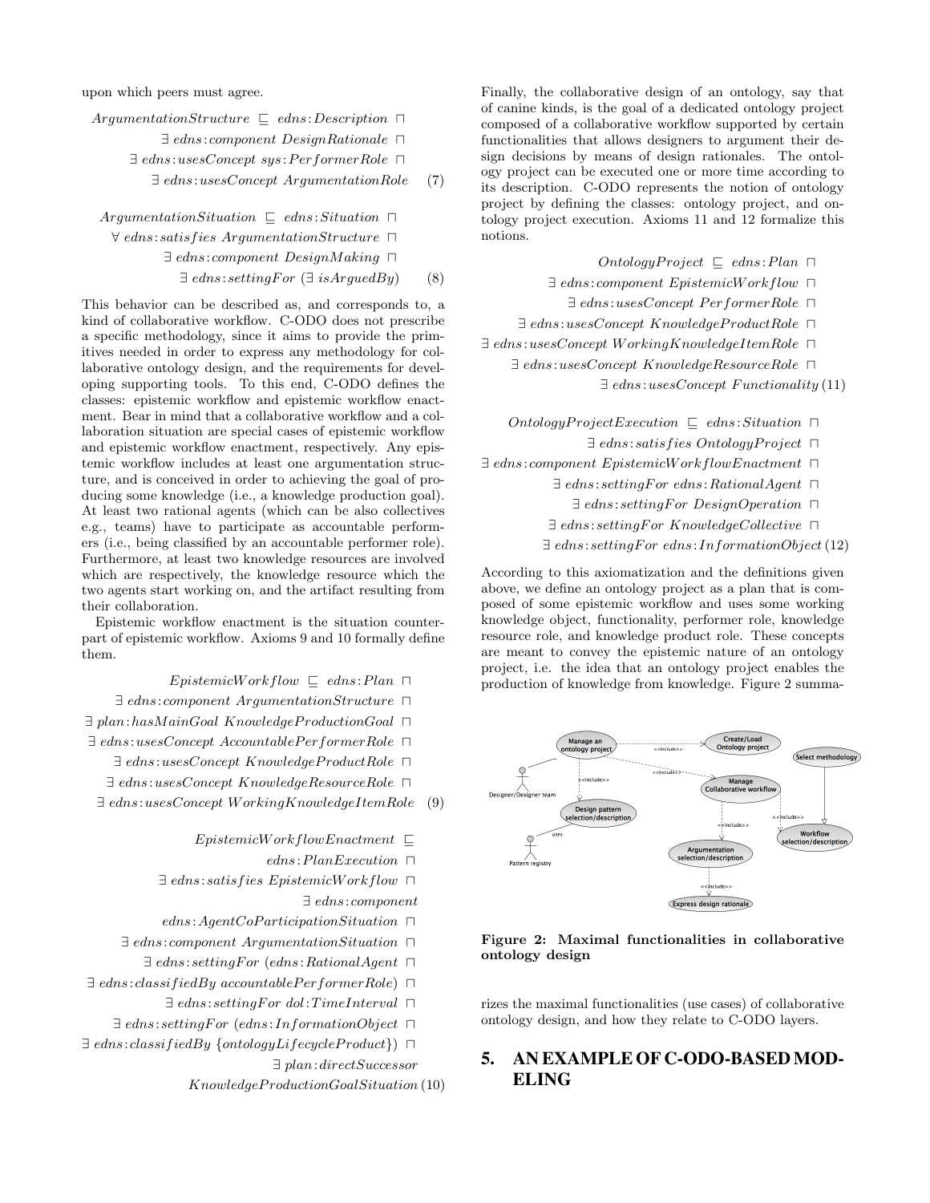upon which peers must agree.

$$ArgumentationStructure \sqsubseteq edns\!:\!Description \sqcap \exists\, edns\!:\!component\ DesignRationale \sqcap \exists\, edns\!:\!usesConcept\ sys\!:\!PerformerRole \sqcap \exists\, edns\!:\!usesConcept\ ArgumentationRole \quad (7)$$

$$ArgumentationSituation \sqsubseteq edns\!:\!Situation \sqcap \forall\, edns\!:\!satisfies\ ArgumentationStructure \sqcap \exists\, edns\!:\!component\ DesignMaking \sqcap \exists\, edns\!:\!settingFor\ (\exists\, isArguedBy) \quad (8)$$

This behavior can be described as, and corresponds to, a kind of collaborative workflow. C-ODO does not prescribe a specific methodology, since it aims to provide the primitives needed in order to express any methodology for collaborative ontology design, and the requirements for developing supporting tools. To this end, C-ODO defines the classes: epistemic workflow and epistemic workflow enactment. Bear in mind that a collaborative workflow and a collaboration situation are special cases of epistemic workflow and epistemic workflow enactment, respectively. Any epistemic workflow includes at least one argumentation structure, and is conceived in order to achieving the goal of producing some knowledge (i.e., a knowledge production goal). At least two rational agents (which can be also collectives e.g., teams) have to participate as accountable performers (i.e., being classified by an accountable performer role). Furthermore, at least two knowledge resources are involved which are respectively, the knowledge resource which the two agents start working on, and the artifact resulting from their collaboration.

Epistemic workflow enactment is the situation counterpart of epistemic workflow. Axioms 9 and 10 formally define them.

$$EpistemicWorkflow \sqsubseteq edns\!:\!Plan \sqcap \exists\, edns\!:\!component\ ArgumentationStructure \sqcap \exists\, plan\!:\!hasMainGoal\ KnowledgeProductionGoal \sqcap \exists\, edns\!:\!usesConcept\ AccountablePerformerRole \sqcap \exists\, edns\!:\!usesConcept\ KnowledgeProductRole \sqcap \exists\, edns\!:\!usesConcept\ KnowledgeResourceRole \sqcap \exists\, edns\!:\!usesConcept\ WorkingKnowledgeItemRole \quad (9)$$

$$EpistemicWorkflowEnactment \sqsubseteq edns\!:\!PlanExecution \sqcap \exists\, edns\!:\!satisfies\ EpistemicWorkflow \sqcap \exists\, edns\!:\!component\ edns\!:\!AgentCoParticipationSituation \sqcap \exists\, edns\!:\!component\ ArgumentationSituation \sqcap \exists\, edns\!:\!settingFor\ (edns\!:\!RationalAgent \sqcap \exists\, edns\!:\!classifiedBy\ accountablePerformerRole) \sqcap \exists\, edns\!:\!settingFor\ dol\!:\!TimeInterval \sqcap \exists\, edns\!:\!settingFor\ (edns\!:\!InformationObject \sqcap \exists\, edns\!:\!classifiedBy\ \{ontologyLifecycleProduct\}) \sqcap \exists\, plan\!:\!directSuccessor\ KnowledgeProductionGoalSituation \quad (10)$$

Finally, the collaborative design of an ontology, say that of canine kinds, is the goal of a dedicated ontology project composed of a collaborative workflow supported by certain functionalities that allows designers to argument their design decisions by means of design rationales. The ontology project can be executed one or more time according to its description. C-ODO represents the notion of ontology project by defining the classes: ontology project, and ontology project execution. Axioms 11 and 12 formalize this notions.

$$OntologyProject \sqsubseteq edns\!:\!Plan \sqcap \exists\, edns\!:\!component\ EpistemicWorkflow \sqcap \exists\, edns\!:\!usesConcept\ PerformerRole \sqcap \exists\, edns\!:\!usesConcept\ KnowledgeProductRole \sqcap \exists\, edns\!:\!usesConcept\ WorkingKnowledgeItemRole \sqcap \exists\, edns\!:\!usesConcept\ KnowledgeResourceRole \sqcap \exists\, edns\!:\!usesConcept\ Functionality \quad (11)$$

$$OntologyProjectExecution \sqsubseteq edns\!:\!Situation \sqcap \exists\, edns\!:\!satisfies\ OntologyProject \sqcap \exists\, edns\!:\!component\ EpistemicWorkflowEnactment \sqcap \exists\, edns\!:\!settingFor\ edns\!:\!RationalAgent \sqcap \exists\, edns\!:\!settingFor\ DesignOperation \sqcap \exists\, edns\!:\!settingFor\ KnowledgeCollective \sqcap \exists\, edns\!:\!settingFor\ edns\!:\!InformationObject \quad (12)$$

According to this axiomatization and the definitions given above, we define an ontology project as a plan that is composed of some epistemic workflow and uses some working knowledge object, functionality, performer role, knowledge resource role, and knowledge product role. These concepts are meant to convey the epistemic nature of an ontology project, i.e. the idea that an ontology project enables the production of knowledge from knowledge. Figure 2 summarizes the maximal functionalities (use cases) of collaborative ontology design, and how they relate to C-ODO layers.

**Figure 2: Maximal functionalities in collaborative ontology design**

## 5. AN EXAMPLE OF C-ODO-BASED MODELING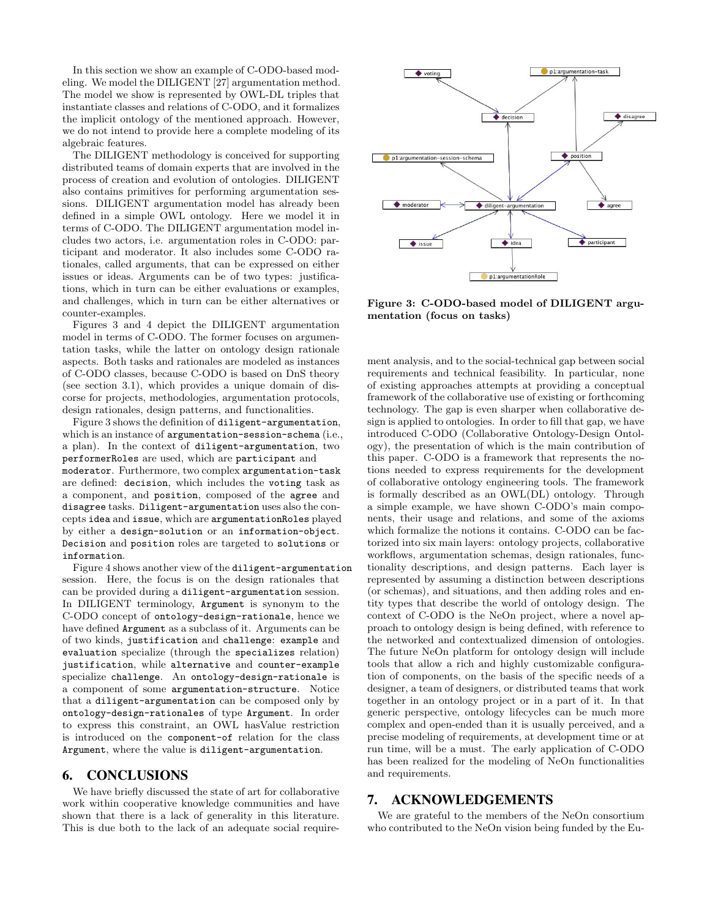In this section we show an example of C-ODO-based modeling. We model the DILIGENT [27] argumentation method. The model we show is represented by OWL-DL triples that instantiate classes and relations of C-ODO, and it formalizes the implicit ontology of the mentioned approach. However, we do not intend to provide here a complete modeling of its algebraic features.

The DILIGENT methodology is conceived for supporting distributed teams of domain experts that are involved in the process of creation and evolution of ontologies. DILIGENT also contains primitives for performing argumentation sessions. DILIGENT argumentation model has already been defined in a simple OWL ontology. Here we model it in terms of C-ODO. The DILIGENT argumentation model includes two actors, i.e. argumentation roles in C-ODO: participant and moderator. It also includes some C-ODO rationales, called arguments, that can be expressed on either issues or ideas. Arguments can be of two types: justifications, which in turn can be either evaluations or examples, and challenges, which in turn can be either alternatives or counter-examples.

Figures 3 and 4 depict the DILIGENT argumentation model in terms of C-ODO. The former focuses on argumentation tasks, while the latter on ontology design rationale aspects. Both tasks and rationales are modeled as instances of C-ODO classes, because C-ODO is based on DnS theory (see section 3.1), which provides a unique domain of discourse for projects, methodologies, argumentation protocols, design rationales, design patterns, and functionalities.

Figure 3 shows the definition of `diligent-argumentation`, which is an instance of `argumentation-session-schema` (i.e., a plan). In the context of `diligent-argumentation`, two `performerRoles` are used, which are `participant` and `moderator`. Furthermore, two complex `argumentation-task` are defined: `decision`, which includes the `voting` task as a component, and `position`, composed of the `agree` and `disagree` tasks. `Diligent-argumentation` uses also the concepts `idea` and `issue`, which are `argumentationRoles` played by either a `design-solution` or an `information-object`. `Decision` and `position` roles are targeted to `solutions` or `information`.

Figure 4 shows another view of the `diligent-argumentation` session. Here, the focus is on the design rationales that can be provided during a `diligent-argumentation` session. In DILIGENT terminology, `Argument` is synonym to the C-ODO concept of `ontology-design-rationale`, hence we have defined `Argument` as a subclass of it. Arguments can be of two kinds, `justification` and `challenge`: `example` and `evaluation` specialize (through the `specializes` relation) `justification`, while `alternative` and `counter-example` specialize `challenge`. An `ontology-design-rationale` is a component of some `argumentation-structure`. Notice that a `diligent-argumentation` can be composed only by `ontology-design-rationales` of type `Argument`. In order to express this constraint, an OWL hasValue restriction is introduced on the `component-of` relation for the class `Argument`, where the value is `diligent-argumentation`.

**Figure 3: C-ODO-based model of DILIGENT argumentation (focus on tasks)**

## 6. CONCLUSIONS

We have briefly discussed the state of art for collaborative work within cooperative knowledge communities and have shown that there is a lack of generality in this literature. This is due both to the lack of an adequate social requirement analysis, and to the social-technical gap between social requirements and technical feasibility. In particular, none of existing approaches attempts at providing a conceptual framework of the collaborative use of existing or forthcoming technology. The gap is even sharper when collaborative design is applied to ontologies. In order to fill that gap, we have introduced C-ODO (Collaborative Ontology-Design Ontology), the presentation of which is the main contribution of this paper. C-ODO is a framework that represents the notions needed to express requirements for the development of collaborative ontology engineering tools. The framework is formally described as an OWL(DL) ontology. Through a simple example, we have shown C-ODO's main components, their usage and relations, and some of the axioms which formalize the notions it contains. C-ODO can be factorized into six main layers: ontology projects, collaborative workflows, argumentation schemas, design rationales, functionality descriptions, and design patterns. Each layer is represented by assuming a distinction between descriptions (or schemas), and situations, and then adding roles and entity types that describe the world of ontology design. The context of C-ODO is the NeOn project, where a novel approach to ontology design is being defined, with reference to the networked and contextualized dimension of ontologies. The future NeOn platform for ontology design will include tools that allow a rich and highly customizable configuration of components, on the basis of the specific needs of a designer, a team of designers, or distributed teams that work together in an ontology project or in a part of it. In that generic perspective, ontology lifecycles can be much more complex and open-ended than it is usually perceived, and a precise modeling of requirements, at development time or at run time, will be a must. The early application of C-ODO has been realized for the modeling of NeOn functionalities and requirements.

## 7. ACKNOWLEDGEMENTS

We are grateful to the members of the NeOn consortium who contributed to the NeOn vision being funded by the Eu-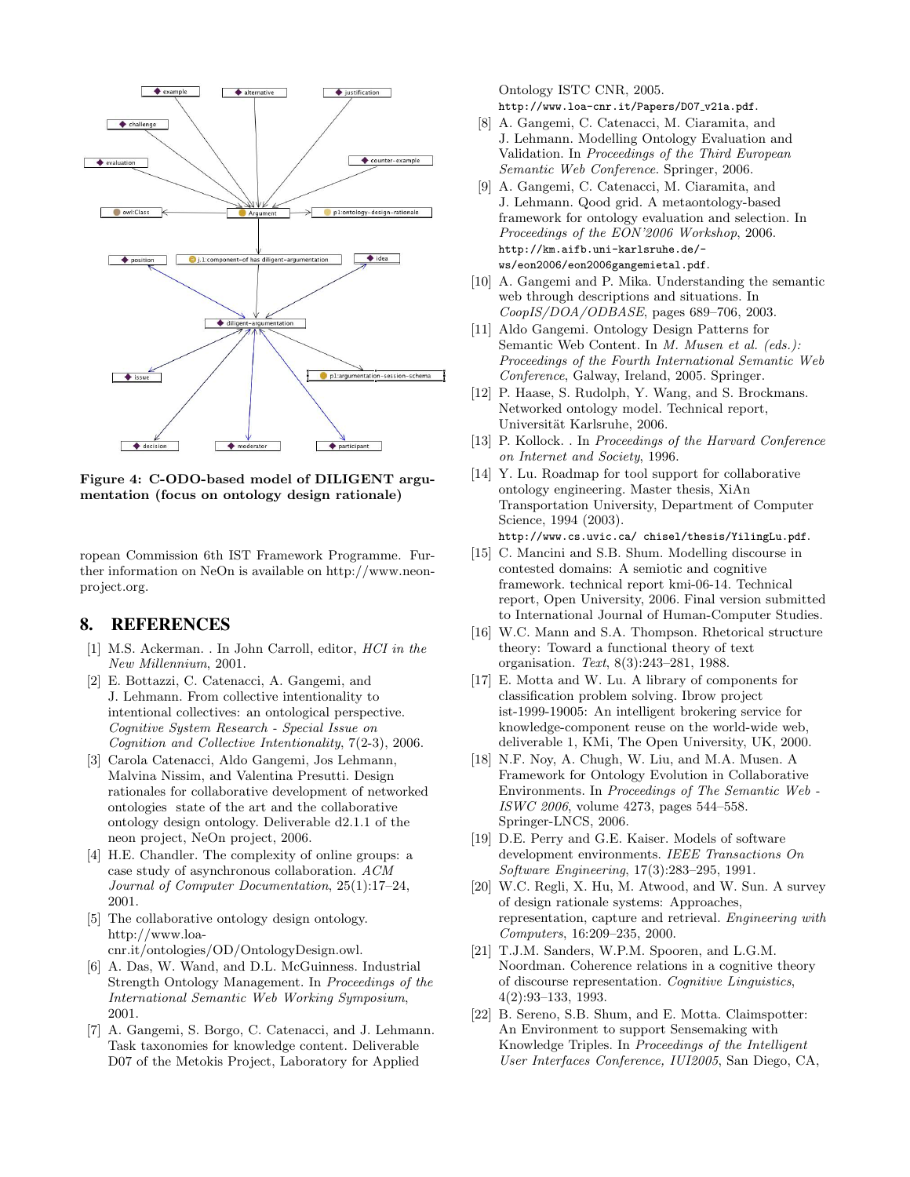Figure 4: C-ODO-based model of DILIGENT argumentation (focus on ontology design rationale)

ropean Commission 6th IST Framework Programme. Further information on NeOn is available on http://www.neon-project.org.

## 8. REFERENCES

[1] M.S. Ackerman. . In John Carroll, editor, *HCI in the New Millennium*, 2001.

[2] E. Bottazzi, C. Catenacci, A. Gangemi, and J. Lehmann. From collective intentionality to intentional collectives: an ontological perspective. *Cognitive System Research - Special Issue on Cognition and Collective Intentionality*, 7(2-3), 2006.

[3] Carola Catenacci, Aldo Gangemi, Jos Lehmann, Malvina Nissim, and Valentina Presutti. Design rationales for collaborative development of networked ontologies state of the art and the collaborative ontology design ontology. Deliverable d2.1.1 of the neon project, NeOn project, 2006.

[4] H.E. Chandler. The complexity of online groups: a case study of asynchronous collaboration. *ACM Journal of Computer Documentation*, 25(1):17–24, 2001.

[5] The collaborative ontology design ontology. http://www.loa-cnr.it/ontologies/OD/OntologyDesign.owl.

[6] A. Das, W. Wand, and D.L. McGuinness. Industrial Strength Ontology Management. In *Proceedings of the International Semantic Web Working Symposium*, 2001.

[7] A. Gangemi, S. Borgo, C. Catenacci, and J. Lehmann. Task taxonomies for knowledge content. Deliverable D07 of the Metokis Project, Laboratory for Applied Ontology ISTC CNR, 2005. `http://www.loa-cnr.it/Papers/D07_v21a.pdf`.

[8] A. Gangemi, C. Catenacci, M. Ciaramita, and J. Lehmann. Modelling Ontology Evaluation and Validation. In *Proceedings of the Third European Semantic Web Conference*. Springer, 2006.

[9] A. Gangemi, C. Catenacci, M. Ciaramita, and J. Lehmann. Qood grid. A metaontology-based framework for ontology evaluation and selection. In *Proceedings of the EON'2006 Workshop*, 2006. `http://km.aifb.uni-karlsruhe.de/-ws/eon2006/eon2006gangemietal.pdf`.

[10] A. Gangemi and P. Mika. Understanding the semantic web through descriptions and situations. In *CoopIS/DOA/ODBASE*, pages 689–706, 2003.

[11] Aldo Gangemi. Ontology Design Patterns for Semantic Web Content. In *M. Musen et al. (eds.): Proceedings of the Fourth International Semantic Web Conference*, Galway, Ireland, 2005. Springer.

[12] P. Haase, S. Rudolph, Y. Wang, and S. Brockmans. Networked ontology model. Technical report, Universität Karlsruhe, 2006.

[13] P. Kollock. . In *Proceedings of the Harvard Conference on Internet and Society*, 1996.

[14] Y. Lu. Roadmap for tool support for collaborative ontology engineering. Master thesis, XiAn Transportation University, Department of Computer Science, 1994 (2003). `http://www.cs.uvic.ca/ chisel/thesis/YilingLu.pdf`.

[15] C. Mancini and S.B. Shum. Modelling discourse in contested domains: A semiotic and cognitive framework. technical report kmi-06-14. Technical report, Open University, 2006. Final version submitted to International Journal of Human-Computer Studies.

[16] W.C. Mann and S.A. Thompson. Rhetorical structure theory: Toward a functional theory of text organisation. *Text*, 8(3):243–281, 1988.

[17] E. Motta and W. Lu. A library of components for classification problem solving. Ibrow project ist-1999-19005: An intelligent brokering service for knowledge-component reuse on the world-wide web, deliverable 1, KMi, The Open University, UK, 2000.

[18] N.F. Noy, A. Chugh, W. Liu, and M.A. Musen. A Framework for Ontology Evolution in Collaborative Environments. In *Proceedings of The Semantic Web - ISWC 2006*, volume 4273, pages 544–558. Springer-LNCS, 2006.

[19] D.E. Perry and G.E. Kaiser. Models of software development environments. *IEEE Transactions On Software Engineering*, 17(3):283–295, 1991.

[20] W.C. Regli, X. Hu, M. Atwood, and W. Sun. A survey of design rationale systems: Approaches, representation, capture and retrieval. *Engineering with Computers*, 16:209–235, 2000.

[21] T.J.M. Sanders, W.P.M. Spooren, and L.G.M. Noordman. Coherence relations in a cognitive theory of discourse representation. *Cognitive Linguistics*, 4(2):93–133, 1993.

[22] B. Sereno, S.B. Shum, and E. Motta. Claimspotter: An Environment to support Sensemaking with Knowledge Triples. In *Proceedings of the Intelligent User Interfaces Conference, IUI2005*, San Diego, CA,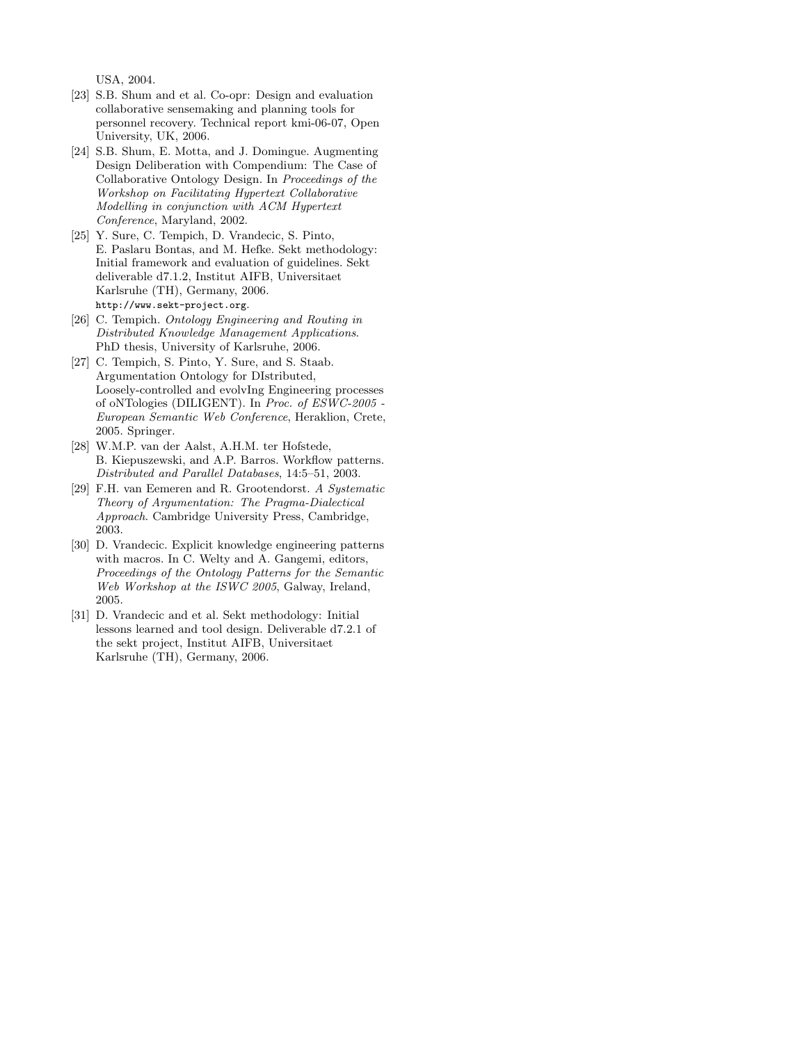USA, 2004.

[23] S.B. Shum and et al. Co-opr: Design and evaluation collaborative sensemaking and planning tools for personnel recovery. Technical report kmi-06-07, Open University, UK, 2006.

[24] S.B. Shum, E. Motta, and J. Domingue. Augmenting Design Deliberation with Compendium: The Case of Collaborative Ontology Design. In *Proceedings of the Workshop on Facilitating Hypertext Collaborative Modelling in conjunction with ACM Hypertext Conference*, Maryland, 2002.

[25] Y. Sure, C. Tempich, D. Vrandecic, S. Pinto, E. Paslaru Bontas, and M. Hefke. Sekt methodology: Initial framework and evaluation of guidelines. Sekt deliverable d7.1.2, Institut AIFB, Universitaet Karlsruhe (TH), Germany, 2006. `http://www.sekt-project.org`.

[26] C. Tempich. *Ontology Engineering and Routing in Distributed Knowledge Management Applications*. PhD thesis, University of Karlsruhe, 2006.

[27] C. Tempich, S. Pinto, Y. Sure, and S. Staab. Argumentation Ontology for DIstributed, Loosely-controlled and evolvIng Engineering processes of oNTologies (DILIGENT). In *Proc. of ESWC-2005 - European Semantic Web Conference*, Heraklion, Crete, 2005. Springer.

[28] W.M.P. van der Aalst, A.H.M. ter Hofstede, B. Kiepuszewski, and A.P. Barros. Workflow patterns. *Distributed and Parallel Databases*, 14:5–51, 2003.

[29] F.H. van Eemeren and R. Grootendorst. *A Systematic Theory of Argumentation: The Pragma-Dialectical Approach*. Cambridge University Press, Cambridge, 2003.

[30] D. Vrandecic. Explicit knowledge engineering patterns with macros. In C. Welty and A. Gangemi, editors, *Proceedings of the Ontology Patterns for the Semantic Web Workshop at the ISWC 2005*, Galway, Ireland, 2005.

[31] D. Vrandecic and et al. Sekt methodology: Initial lessons learned and tool design. Deliverable d7.2.1 of the sekt project, Institut AIFB, Universitaet Karlsruhe (TH), Germany, 2006.